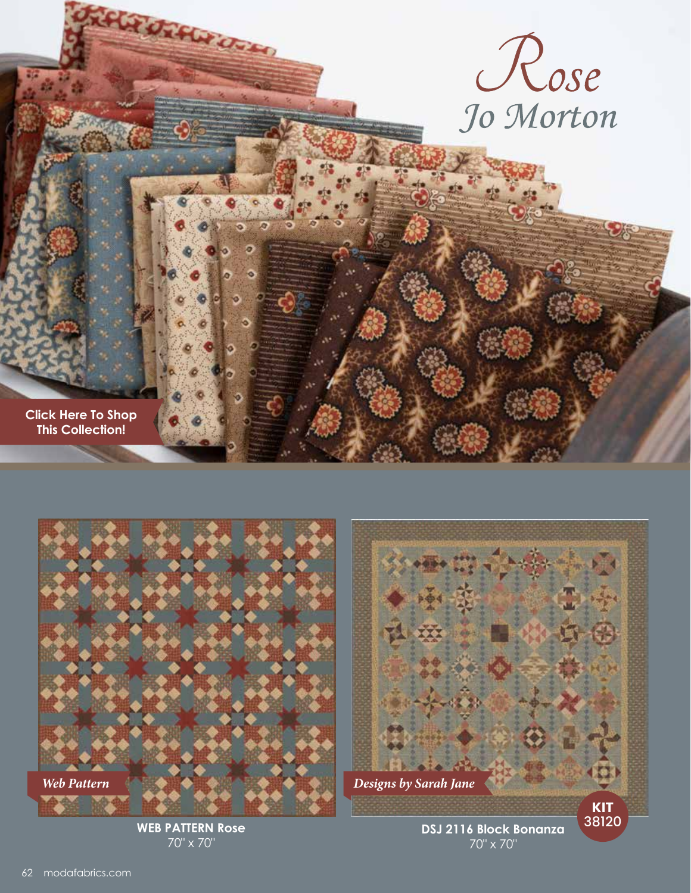# Rose

## Jo Morton

Click Here To Shop This Collection!

*Web Pattern*

**WEB PATTERN Rose**
70" x 70"

*Designs by Sarah Jane*

**KIT** 38120

**DSJ 2116 Block Bonanza**
70" x 70"

modafabrics.com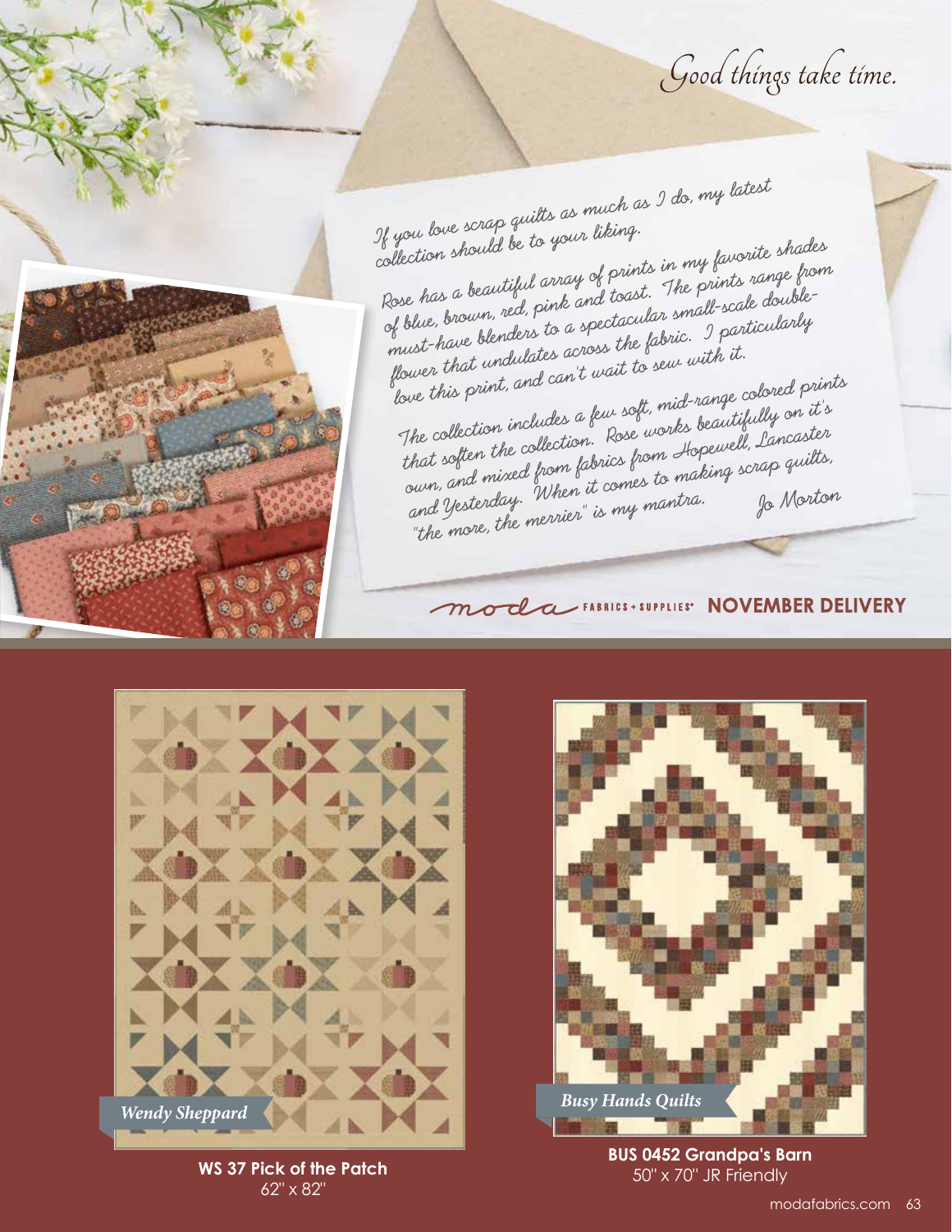*Good things take time.*

If you love scrap quilts as much as I do, my latest collection should be to your liking.

Rose has a beautiful array of prints in my favorite shades of blue, brown, red, pink and toast. The prints range from must-have blenders to a spectacular small-scale double-flower that undulates across the fabric. I particularly love this print, and can't wait to sew with it.

The collection includes a few soft, mid-range colored prints that soften the collection. Rose works beautifully on it's own, and mixed from fabrics from Hopewell, Lancaster and Yesterday. When it comes to making scrap quilts, "the more, the merrier" is my mantra.

Jo Morton

moda FABRICS + SUPPLIES® **NOVEMBER DELIVERY**

*Wendy Sheppard*

**WS 37 Pick of the Patch**
62" x 82"

*Busy Hands Quilts*

**BUS 0452 Grandpa's Barn**
50" x 70" JR Friendly

modafabrics.com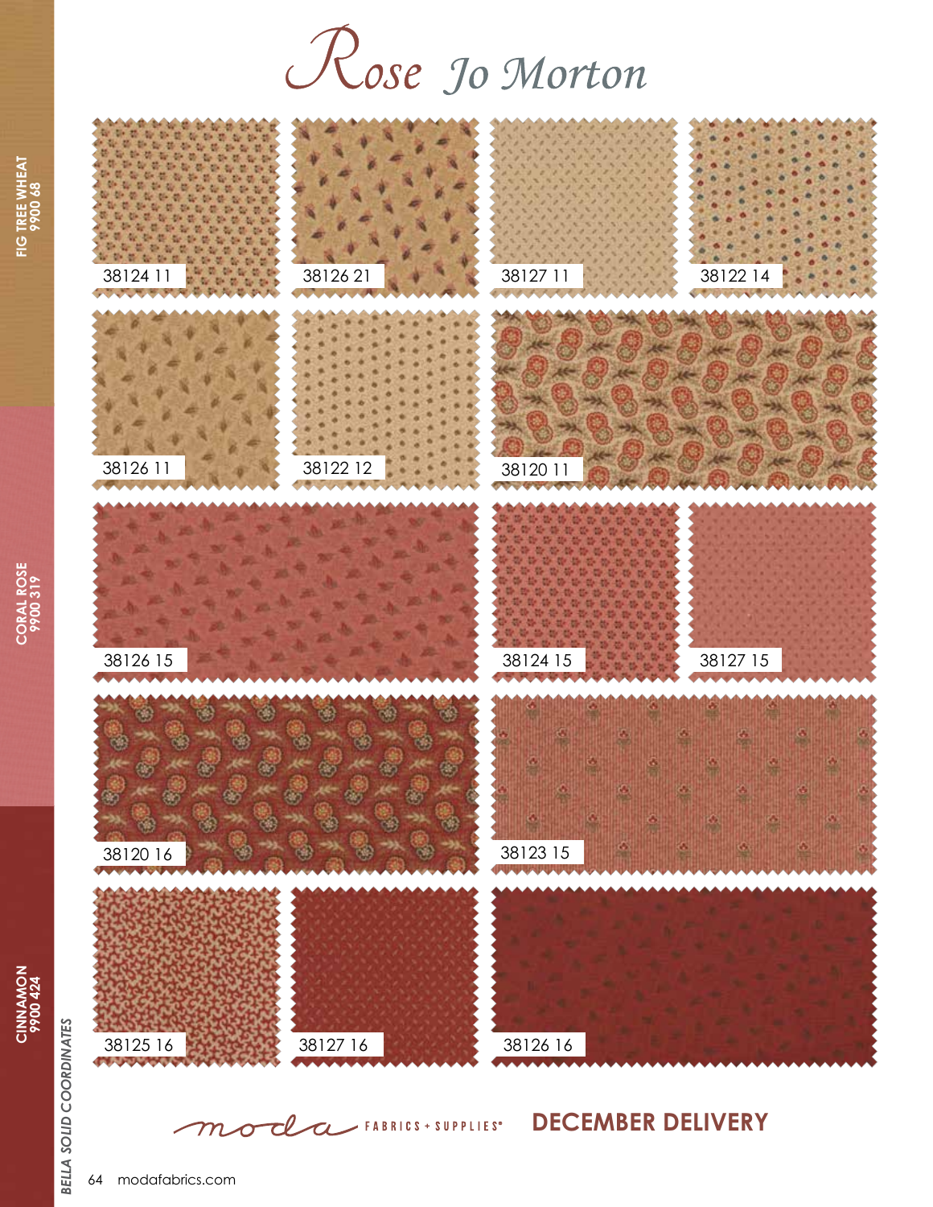# Rose Jo Morton

38124 11

38126 21

38127 11

38122 14

38126 11

38122 12

38120 11

38126 15

38124 15

38127 15

38120 16

38123 15

38125 16

38127 16

38126 16

FIG TREE WHEAT 9900 68

CORAL ROSE 9900 319

CINNAMON 9900 424

*BELLA SOLID COORDINATES*

moda FABRICS + SUPPLIES®

**DECEMBER DELIVERY**

modafabrics.com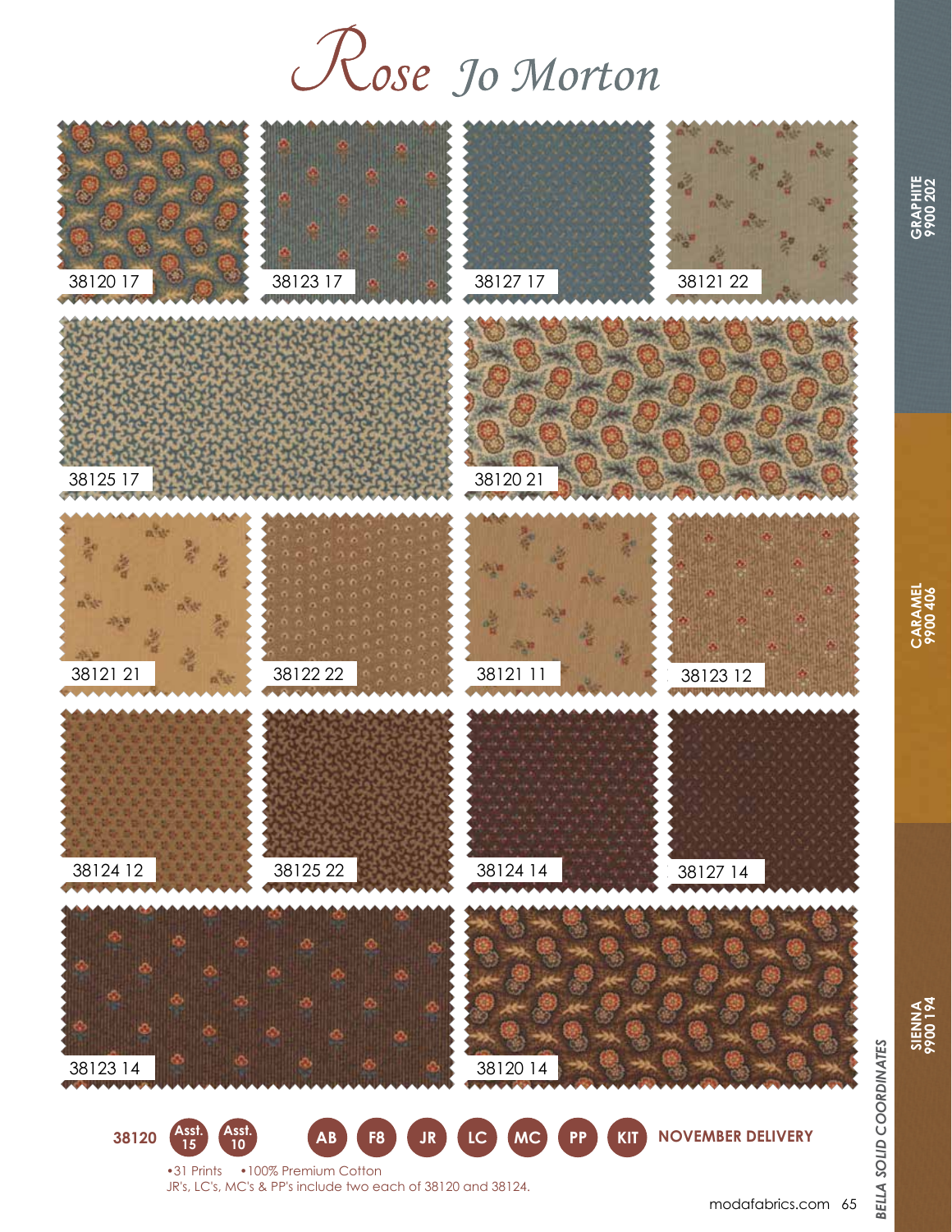# Rose Jo Morton

38120 17

38123 17

38127 17

38121 22

38125 17

38120 21

38121 21

38122 22

38121 11

38123 12

38124 12

38125 22

38124 14

38127 14

38123 14

38120 14

**38120** Asst. 15 Asst. 10 AB F8 JR LC MC PP KIT **NOVEMBER DELIVERY**

•31 Prints •100% Premium Cotton

JR's, LC's, MC's & PP's include two each of 38120 and 38124.

modafabrics.com

**GRAPHITE 9900 202**

**CARAMEL 9900 406**

**SIENNA 9900 194**

***BELLA SOLID COORDINATES***